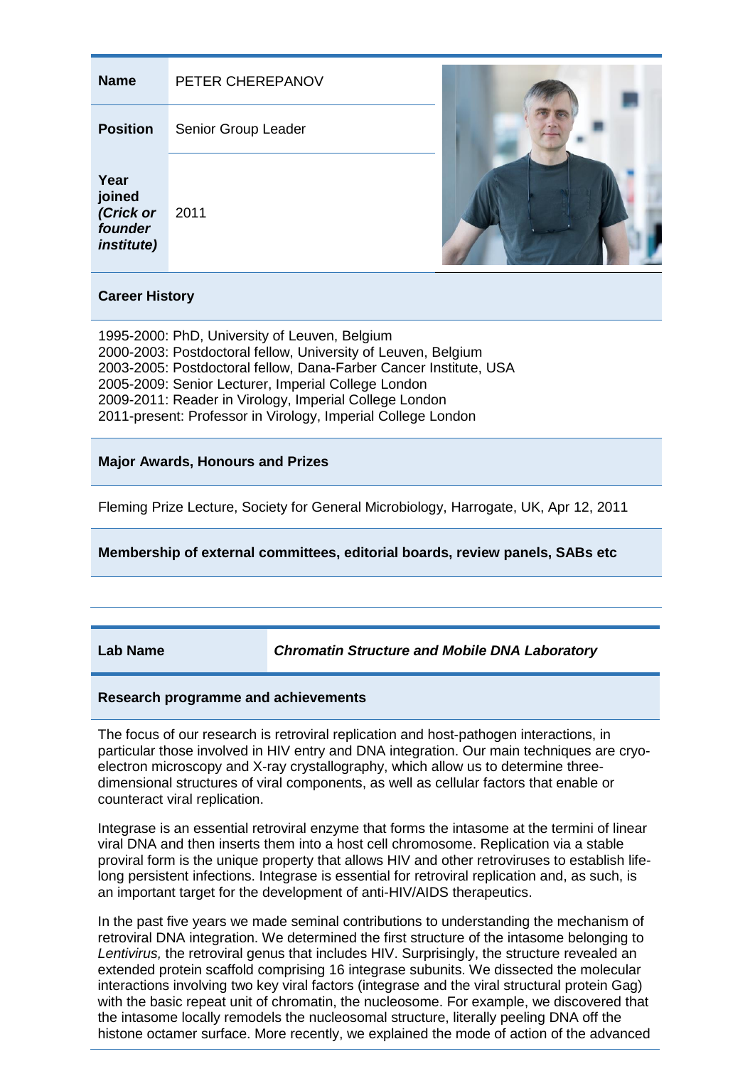| | |
|---|---|
| **Name** | PETER CHEREPANOV |
| **Position** | Senior Group Leader |
| **Year joined *(Crick or founder institute)*** | 2011 |

**Career History**

1995-2000: PhD, University of Leuven, Belgium
2000-2003: Postdoctoral fellow, University of Leuven, Belgium
2003-2005: Postdoctoral fellow, Dana-Farber Cancer Institute, USA
2005-2009: Senior Lecturer, Imperial College London
2009-2011: Reader in Virology, Imperial College London
2011-present: Professor in Virology, Imperial College London

**Major Awards, Honours and Prizes**

Fleming Prize Lecture, Society for General Microbiology, Harrogate, UK, Apr 12, 2011

**Membership of external committees, editorial boards, review panels, SABs etc**

| | |
|---|---|
| **Lab Name** | ***Chromatin Structure and Mobile DNA Laboratory*** |

**Research programme and achievements**

The focus of our research is retroviral replication and host-pathogen interactions, in particular those involved in HIV entry and DNA integration. Our main techniques are cryo-electron microscopy and X-ray crystallography, which allow us to determine three-dimensional structures of viral components, as well as cellular factors that enable or counteract viral replication.

Integrase is an essential retroviral enzyme that forms the intasome at the termini of linear viral DNA and then inserts them into a host cell chromosome. Replication via a stable proviral form is the unique property that allows HIV and other retroviruses to establish life-long persistent infections. Integrase is essential for retroviral replication and, as such, is an important target for the development of anti-HIV/AIDS therapeutics.

In the past five years we made seminal contributions to understanding the mechanism of retroviral DNA integration. We determined the first structure of the intasome belonging to *Lentivirus,* the retroviral genus that includes HIV. Surprisingly, the structure revealed an extended protein scaffold comprising 16 integrase subunits. We dissected the molecular interactions involving two key viral factors (integrase and the viral structural protein Gag) with the basic repeat unit of chromatin, the nucleosome. For example, we discovered that the intasome locally remodels the nucleosomal structure, literally peeling DNA off the histone octamer surface. More recently, we explained the mode of action of the advanced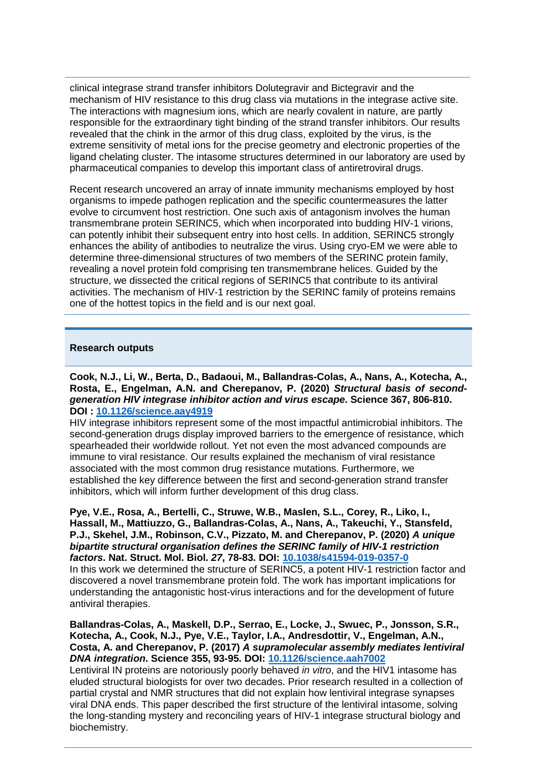clinical integrase strand transfer inhibitors Dolutegravir and Bictegravir and the mechanism of HIV resistance to this drug class via mutations in the integrase active site. The interactions with magnesium ions, which are nearly covalent in nature, are partly responsible for the extraordinary tight binding of the strand transfer inhibitors. Our results revealed that the chink in the armor of this drug class, exploited by the virus, is the extreme sensitivity of metal ions for the precise geometry and electronic properties of the ligand chelating cluster. The intasome structures determined in our laboratory are used by pharmaceutical companies to develop this important class of antiretroviral drugs.

Recent research uncovered an array of innate immunity mechanisms employed by host organisms to impede pathogen replication and the specific countermeasures the latter evolve to circumvent host restriction. One such axis of antagonism involves the human transmembrane protein SERINC5, which when incorporated into budding HIV-1 virions, can potently inhibit their subsequent entry into host cells. In addition, SERINC5 strongly enhances the ability of antibodies to neutralize the virus. Using cryo-EM we were able to determine three-dimensional structures of two members of the SERINC protein family, revealing a novel protein fold comprising ten transmembrane helices. Guided by the structure, we dissected the critical regions of SERINC5 that contribute to its antiviral activities. The mechanism of HIV-1 restriction by the SERINC family of proteins remains one of the hottest topics in the field and is our next goal.

## Research outputs

**Cook, N.J., Li, W., Berta, D., Badaoui, M., Ballandras-Colas, A., Nans, A., Kotecha, A., Rosta, E., Engelman, A.N. and Cherepanov, P. (2020) *Structural basis of second-generation HIV integrase inhibitor action and virus escape*. Science 367, 806-810. DOI : [10.1126/science.aay4919](https://doi.org/10.1126/science.aay4919)**

HIV integrase inhibitors represent some of the most impactful antimicrobial inhibitors. The second-generation drugs display improved barriers to the emergence of resistance, which spearheaded their worldwide rollout. Yet not even the most advanced compounds are immune to viral resistance. Our results explained the mechanism of viral resistance associated with the most common drug resistance mutations. Furthermore, we established the key difference between the first and second-generation strand transfer inhibitors, which will inform further development of this drug class.

**Pye, V.E., Rosa, A., Bertelli, C., Struwe, W.B., Maslen, S.L., Corey, R., Liko, I., Hassall, M., Mattiuzzo, G., Ballandras-Colas, A., Nans, A., Takeuchi, Y., Stansfeld, P.J., Skehel, J.M., Robinson, C.V., Pizzato, M. and Cherepanov, P. (2020) *A unique bipartite structural organisation defines the SERINC family of HIV-1 restriction factors*. Nat. Struct. Mol. Biol. *27*, 78-83. DOI: [10.1038/s41594-019-0357-0](https://doi.org/10.1038/s41594-019-0357-0)**

In this work we determined the structure of SERINC5, a potent HIV-1 restriction factor and discovered a novel transmembrane protein fold. The work has important implications for understanding the antagonistic host-virus interactions and for the development of future antiviral therapies.

**Ballandras-Colas, A., Maskell, D.P., Serrao, E., Locke, J., Swuec, P., Jonsson, S.R., Kotecha, A., Cook, N.J., Pye, V.E., Taylor, I.A., Andresdottir, V., Engelman, A.N., Costa, A. and Cherepanov, P. (2017) *A supramolecular assembly mediates lentiviral DNA integration*. Science 355, 93-95. DOI: [10.1126/science.aah7002](https://doi.org/10.1126/science.aah7002)**

Lentiviral IN proteins are notoriously poorly behaved *in vitro*, and the HIV1 intasome has eluded structural biologists for over two decades. Prior research resulted in a collection of partial crystal and NMR structures that did not explain how lentiviral integrase synapses viral DNA ends. This paper described the first structure of the lentiviral intasome, solving the long-standing mystery and reconciling years of HIV-1 integrase structural biology and biochemistry.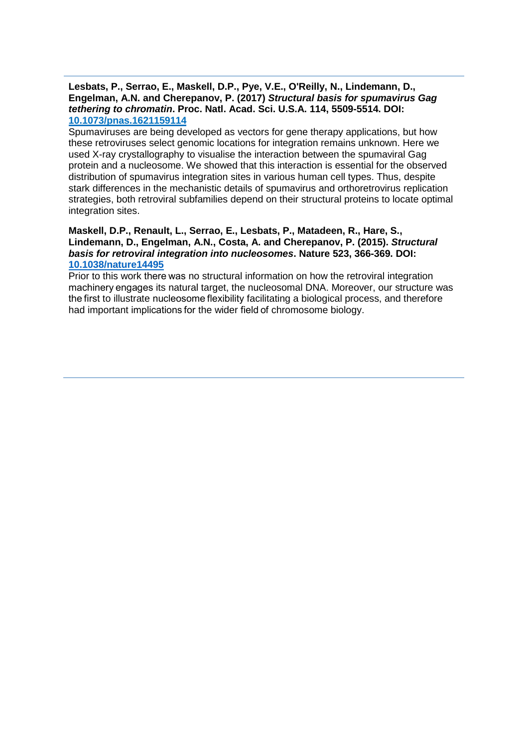**Lesbats, P., Serrao, E., Maskell, D.P., Pye, V.E., O'Reilly, N., Lindemann, D., Engelman, A.N. and Cherepanov, P. (2017) *Structural basis for spumavirus Gag tethering to chromatin*. Proc. Natl. Acad. Sci. U.S.A. 114, 5509-5514. DOI: [10.1073/pnas.1621159114](https://doi.org/10.1073/pnas.1621159114)**

Spumaviruses are being developed as vectors for gene therapy applications, but how these retroviruses select genomic locations for integration remains unknown. Here we used X-ray crystallography to visualise the interaction between the spumaviral Gag protein and a nucleosome. We showed that this interaction is essential for the observed distribution of spumavirus integration sites in various human cell types. Thus, despite stark differences in the mechanistic details of spumavirus and orthoretrovirus replication strategies, both retroviral subfamilies depend on their structural proteins to locate optimal integration sites.

**Maskell, D.P., Renault, L., Serrao, E., Lesbats, P., Matadeen, R., Hare, S., Lindemann, D., Engelman, A.N., Costa, A. and Cherepanov, P. (2015). *Structural basis for retroviral integration into nucleosomes*. Nature 523, 366-369. DOI: [10.1038/nature14495](https://doi.org/10.1038/nature14495)**

Prior to this work there was no structural information on how the retroviral integration machinery engages its natural target, the nucleosomal DNA. Moreover, our structure was the first to illustrate nucleosome flexibility facilitating a biological process, and therefore had important implications for the wider field of chromosome biology.